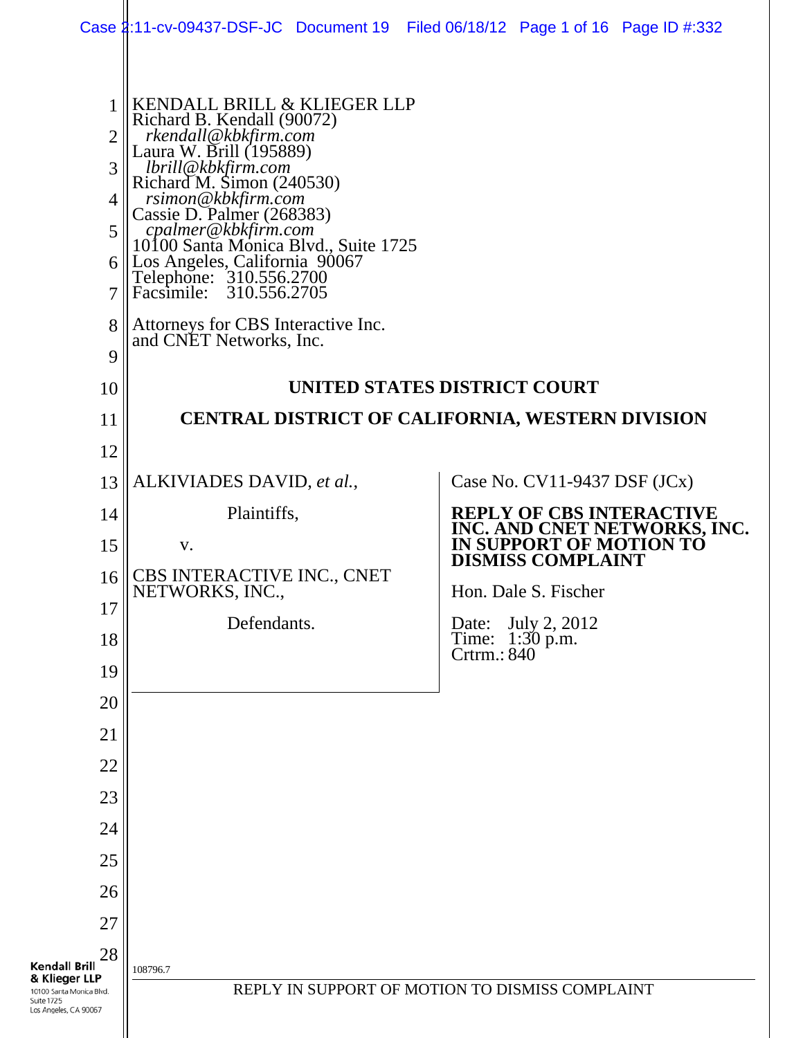KENDALL BRILL & KLIEGER LLP
Richard B. Kendall (90072)
*rkendall@kbkfirm.com*
Laura W. Brill (195889)
*lbrill@kbkfirm.com*
Richard M. Simon (240530)
*rsimon@kbkfirm.com*
Cassie D. Palmer (268383)
*cpalmer@kbkfirm.com*
10100 Santa Monica Blvd., Suite 1725
Los Angeles, California 90067
Telephone: 310.556.2700
Facsimile: 310.556.2705

Attorneys for CBS Interactive Inc. and CNET Networks, Inc.

**UNITED STATES DISTRICT COURT**

**CENTRAL DISTRICT OF CALIFORNIA, WESTERN DIVISION**

ALKIVIADES DAVID, *et al.*,

Plaintiffs,

v.

CBS INTERACTIVE INC., CNET NETWORKS, INC.,

Defendants.

Case No. CV11-9437 DSF (JCx)

**REPLY OF CBS INTERACTIVE INC. AND CNET NETWORKS, INC. IN SUPPORT OF MOTION TO DISMISS COMPLAINT**

Hon. Dale S. Fischer

Date: July 2, 2012
Time: 1:30 p.m.
Crtrm.: 840

108796.7

REPLY IN SUPPORT OF MOTION TO DISMISS COMPLAINT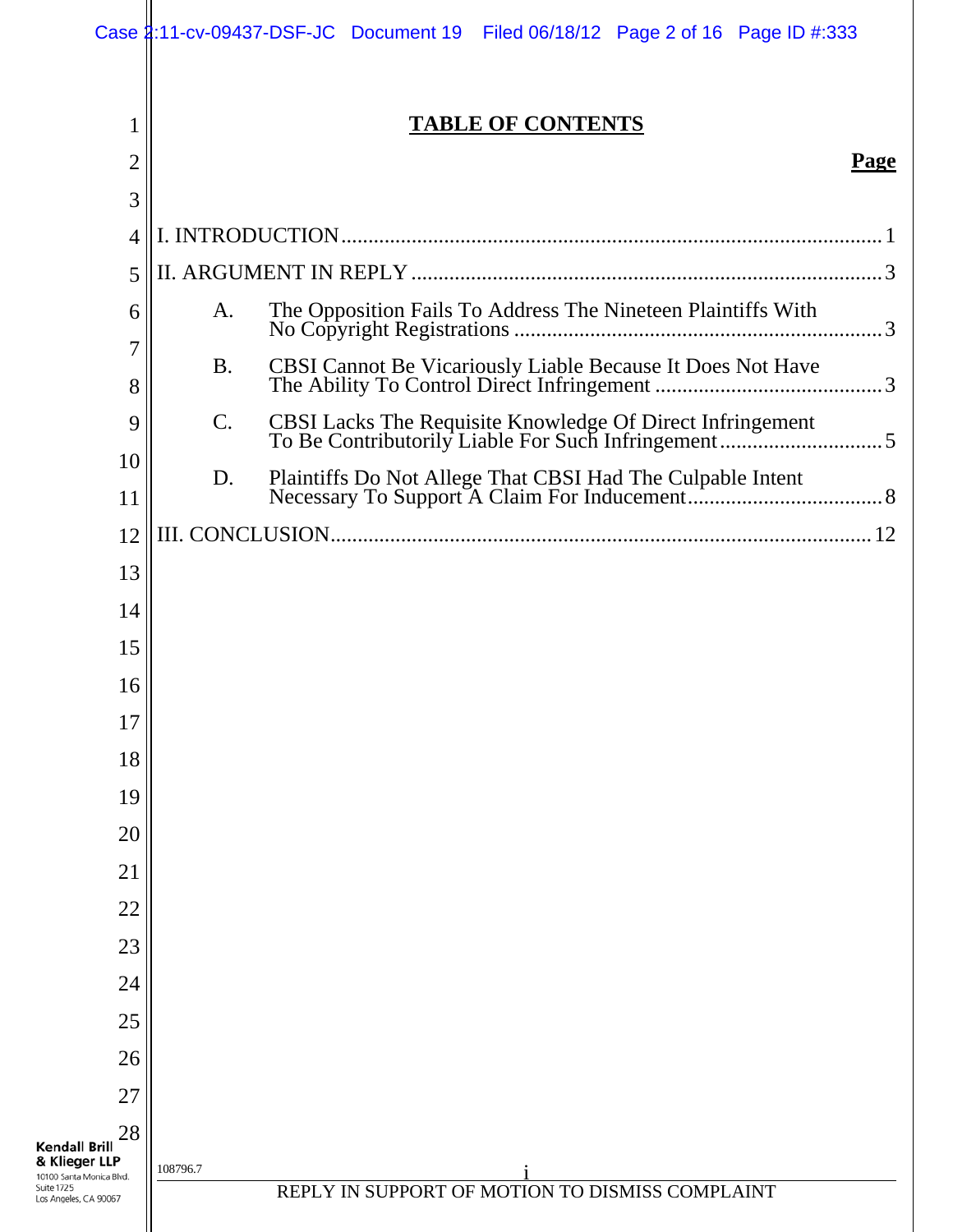# TABLE OF CONTENTS

| | Page |
|---|---|
| I. INTRODUCTION | 1 |
| II. ARGUMENT IN REPLY | 3 |
| A. The Opposition Fails To Address The Nineteen Plaintiffs With No Copyright Registrations | 3 |
| B. CBSI Cannot Be Vicariously Liable Because It Does Not Have The Ability To Control Direct Infringement | 3 |
| C. CBSI Lacks The Requisite Knowledge Of Direct Infringement To Be Contributorily Liable For Such Infringement | 5 |
| D. Plaintiffs Do Not Allege That CBSI Had The Culpable Intent Necessary To Support A Claim For Inducement | 8 |
| III. CONCLUSION | 12 |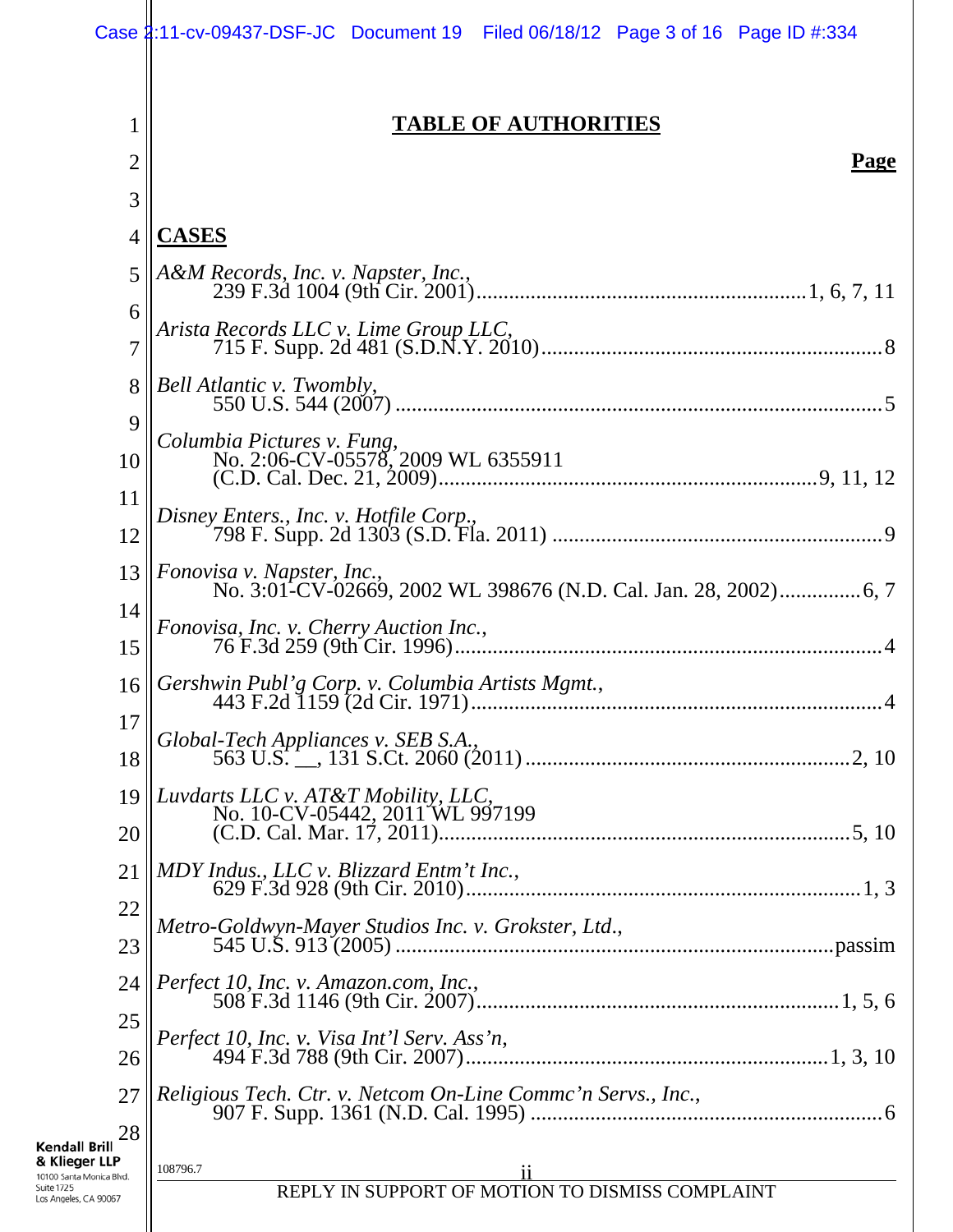# TABLE OF AUTHORITIES

**Page**

## CASES

*A&M Records, Inc. v. Napster, Inc.*,
239 F.3d 1004 (9th Cir. 2001) ........ 1, 6, 7, 11

*Arista Records LLC v. Lime Group LLC*,
715 F. Supp. 2d 481 (S.D.N.Y. 2010) ........ 8

*Bell Atlantic v. Twombly*,
550 U.S. 544 (2007) ........ 5

*Columbia Pictures v. Fung*,
No. 2:06-CV-05578, 2009 WL 6355911
(C.D. Cal. Dec. 21, 2009) ........ 9, 11, 12

*Disney Enters., Inc. v. Hotfile Corp.*,
798 F. Supp. 2d 1303 (S.D. Fla. 2011) ........ 9

*Fonovisa v. Napster, Inc.*,
No. 3:01-CV-02669, 2002 WL 398676 (N.D. Cal. Jan. 28, 2002) ........ 6, 7

*Fonovisa, Inc. v. Cherry Auction Inc.*,
76 F.3d 259 (9th Cir. 1996) ........ 4

*Gershwin Publ'g Corp. v. Columbia Artists Mgmt.*,
443 F.2d 1159 (2d Cir. 1971) ........ 4

*Global-Tech Appliances v. SEB S.A.*,
563 U.S. __, 131 S.Ct. 2060 (2011) ........ 2, 10

*Luvdarts LLC v. AT&T Mobility, LLC*,
No. 10-CV-05442, 2011 WL 997199
(C.D. Cal. Mar. 17, 2011) ........ 5, 10

*MDY Indus., LLC v. Blizzard Entm't Inc.*,
629 F.3d 928 (9th Cir. 2010) ........ 1, 3

*Metro-Goldwyn-Mayer Studios Inc. v. Grokster, Ltd.*,
545 U.S. 913 (2005) ........ passim

*Perfect 10, Inc. v. Amazon.com, Inc.*,
508 F.3d 1146 (9th Cir. 2007) ........ 1, 5, 6

*Perfect 10, Inc. v. Visa Int'l Serv. Ass'n*,
494 F.3d 788 (9th Cir. 2007) ........ 1, 3, 10

*Religious Tech. Ctr. v. Netcom On-Line Commc'n Servs., Inc.*,
907 F. Supp. 1361 (N.D. Cal. 1995) ........ 6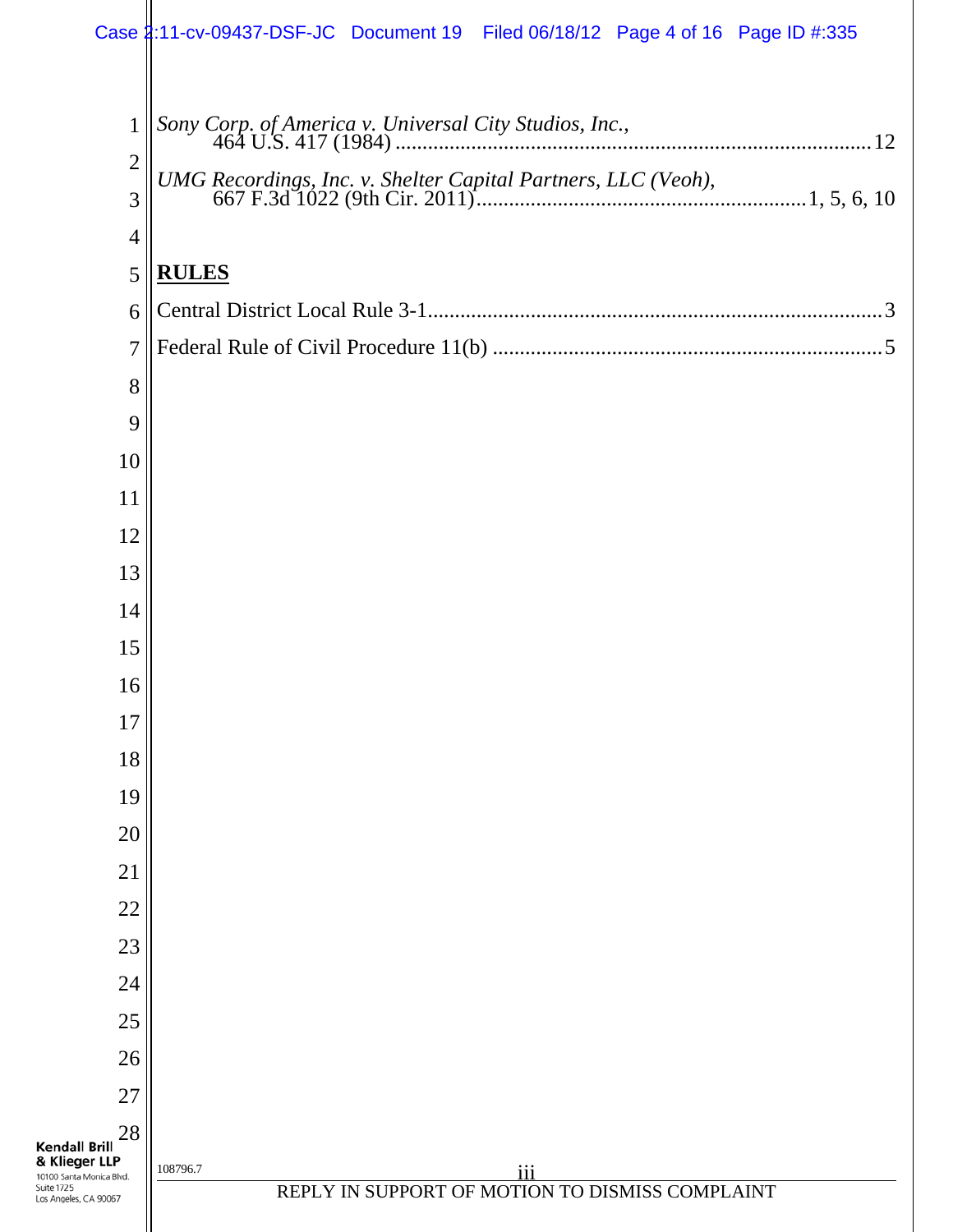*Sony Corp. of America v. Universal City Studios, Inc.*,
464 U.S. 417 (1984) ........................................................................................ 12

*UMG Recordings, Inc. v. Shelter Capital Partners, LLC (Veoh)*,
667 F.3d 1022 (9th Cir. 2011)............................................................ 1, 5, 6, 10

## RULES

Central District Local Rule 3-1.................................................................................... 3

Federal Rule of Civil Procedure 11(b) ........................................................................ 5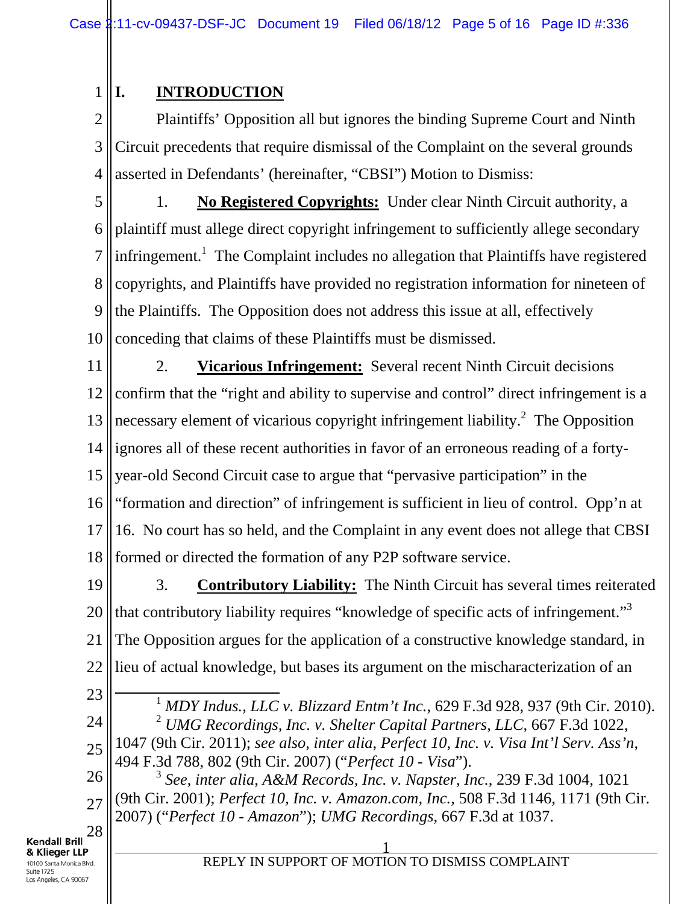## I. INTRODUCTION

Plaintiffs' Opposition all but ignores the binding Supreme Court and Ninth Circuit precedents that require dismissal of the Complaint on the several grounds asserted in Defendants' (hereinafter, "CBSI") Motion to Dismiss:

1. **No Registered Copyrights:** Under clear Ninth Circuit authority, a plaintiff must allege direct copyright infringement to sufficiently allege secondary infringement.[1] The Complaint includes no allegation that Plaintiffs have registered copyrights, and Plaintiffs have provided no registration information for nineteen of the Plaintiffs. The Opposition does not address this issue at all, effectively conceding that claims of these Plaintiffs must be dismissed.

2. **Vicarious Infringement:** Several recent Ninth Circuit decisions confirm that the "right and ability to supervise and control" direct infringement is a necessary element of vicarious copyright infringement liability.[2] The Opposition ignores all of these recent authorities in favor of an erroneous reading of a forty-year-old Second Circuit case to argue that "pervasive participation" in the "formation and direction" of infringement is sufficient in lieu of control. Opp'n at 16. No court has so held, and the Complaint in any event does not allege that CBSI formed or directed the formation of any P2P software service.

3. **Contributory Liability:** The Ninth Circuit has several times reiterated that contributory liability requires "knowledge of specific acts of infringement."[3] The Opposition argues for the application of a constructive knowledge standard, in lieu of actual knowledge, but bases its argument on the mischaracterization of an

---

[1] *MDY Indus., LLC v. Blizzard Entm't Inc.*, 629 F.3d 928, 937 (9th Cir. 2010).

[2] *UMG Recordings, Inc. v. Shelter Capital Partners, LLC*, 667 F.3d 1022, 1047 (9th Cir. 2011); *see also, inter alia, Perfect 10, Inc. v. Visa Int'l Serv. Ass'n*, 494 F.3d 788, 802 (9th Cir. 2007) ("*Perfect 10 - Visa*").

[3] *See, inter alia, A&M Records, Inc. v. Napster, Inc.*, 239 F.3d 1004, 1021 (9th Cir. 2001); *Perfect 10, Inc. v. Amazon.com, Inc.*, 508 F.3d 1146, 1171 (9th Cir. 2007) ("*Perfect 10 - Amazon*"); *UMG Recordings*, 667 F.3d at 1037.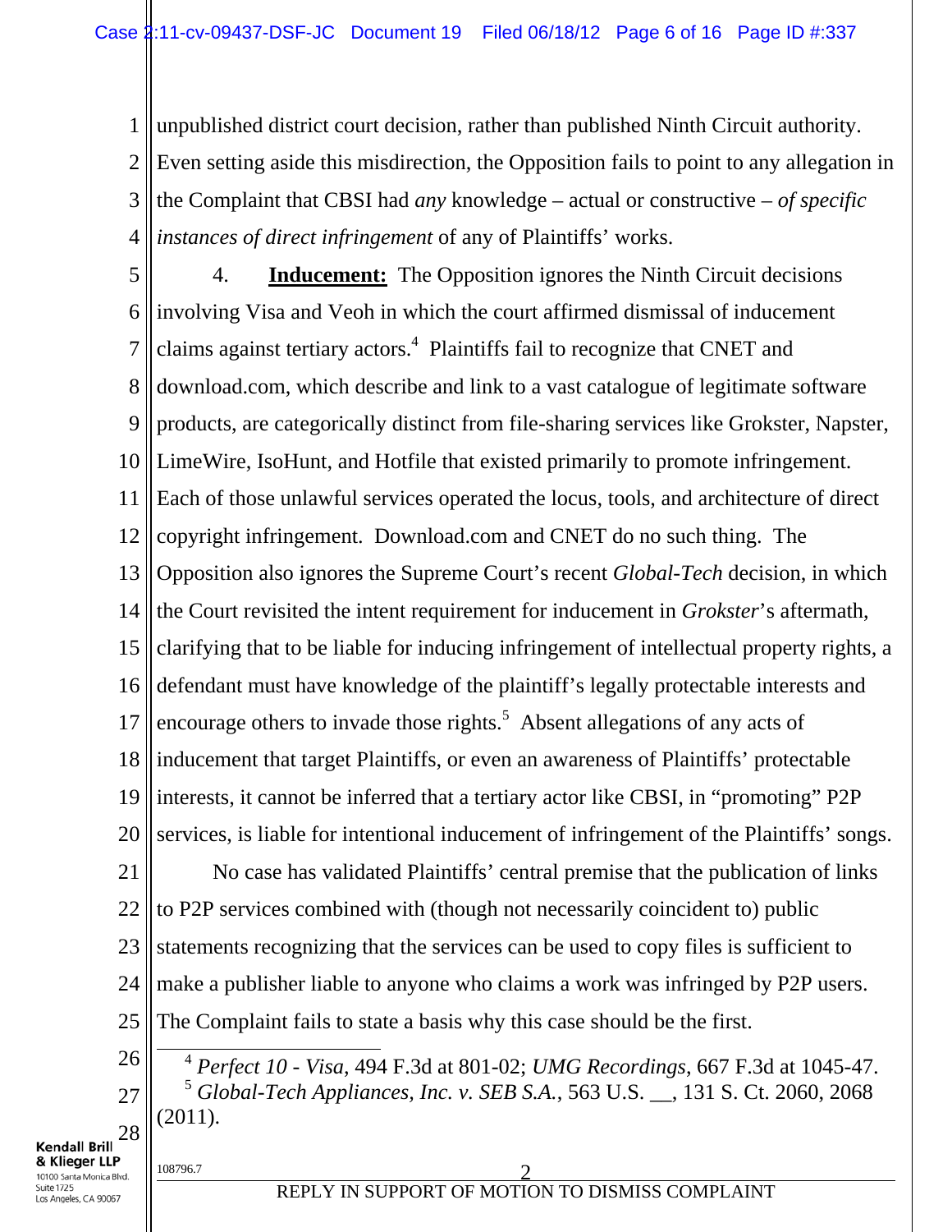unpublished district court decision, rather than published Ninth Circuit authority. Even setting aside this misdirection, the Opposition fails to point to any allegation in the Complaint that CBSI had *any* knowledge – actual or constructive – *of specific instances of direct infringement* of any of Plaintiffs' works.

4. **Inducement:** The Opposition ignores the Ninth Circuit decisions involving Visa and Veoh in which the court affirmed dismissal of inducement claims against tertiary actors.[4] Plaintiffs fail to recognize that CNET and download.com, which describe and link to a vast catalogue of legitimate software products, are categorically distinct from file-sharing services like Grokster, Napster, LimeWire, IsoHunt, and Hotfile that existed primarily to promote infringement. Each of those unlawful services operated the locus, tools, and architecture of direct copyright infringement. Download.com and CNET do no such thing. The Opposition also ignores the Supreme Court's recent *Global-Tech* decision, in which the Court revisited the intent requirement for inducement in *Grokster*'s aftermath, clarifying that to be liable for inducing infringement of intellectual property rights, a defendant must have knowledge of the plaintiff's legally protectable interests and encourage others to invade those rights.[5] Absent allegations of any acts of inducement that target Plaintiffs, or even an awareness of Plaintiffs' protectable interests, it cannot be inferred that a tertiary actor like CBSI, in "promoting" P2P services, is liable for intentional inducement of infringement of the Plaintiffs' songs.

No case has validated Plaintiffs' central premise that the publication of links to P2P services combined with (though not necessarily coincident to) public statements recognizing that the services can be used to copy files is sufficient to make a publisher liable to anyone who claims a work was infringed by P2P users. The Complaint fails to state a basis why this case should be the first.

---

[4] *Perfect 10 - Visa*, 494 F.3d at 801-02; *UMG Recordings*, 667 F.3d at 1045-47.

[5] *Global-Tech Appliances, Inc. v. SEB S.A.*, 563 U.S. __, 131 S. Ct. 2060, 2068 (2011).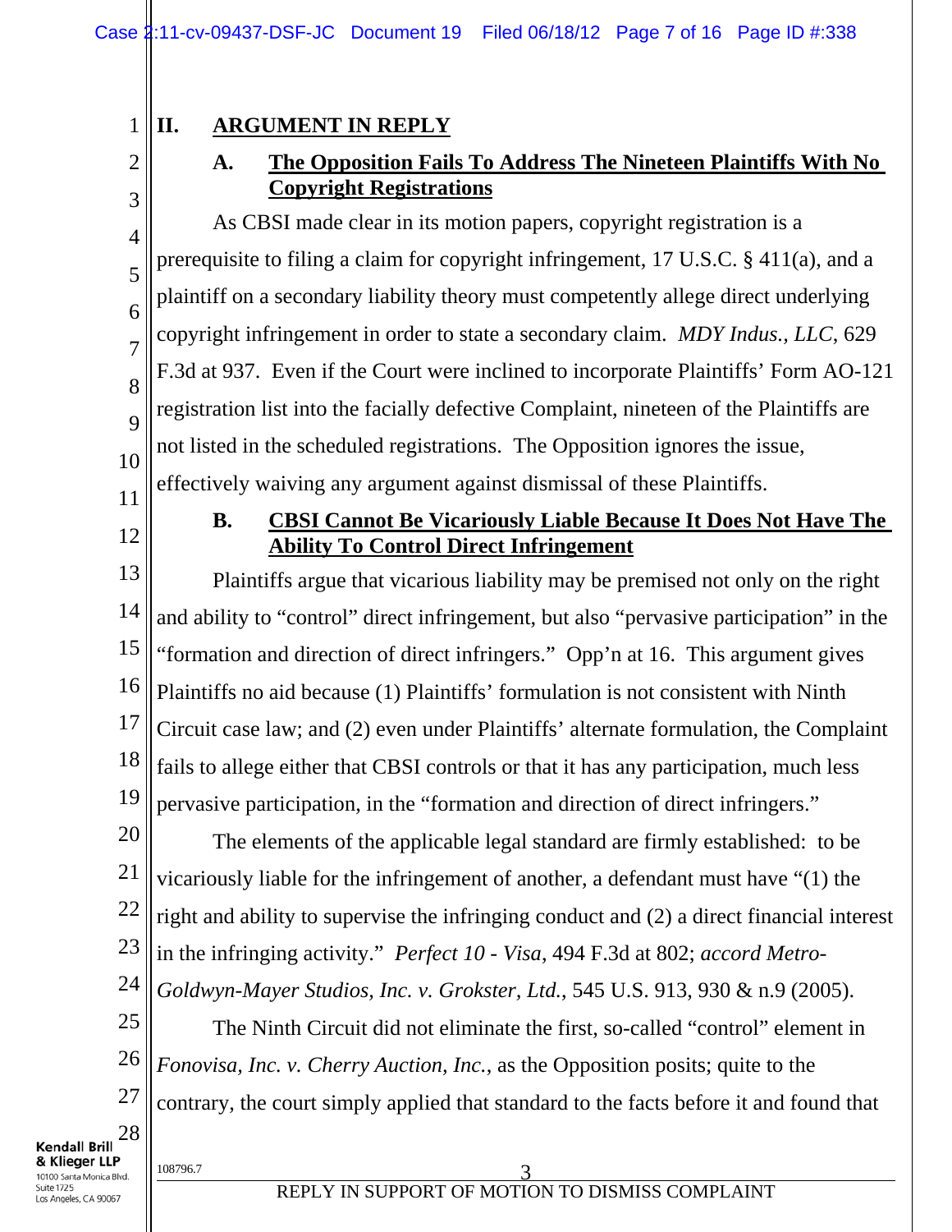## II. ARGUMENT IN REPLY

### A. The Opposition Fails To Address The Nineteen Plaintiffs With No Copyright Registrations

As CBSI made clear in its motion papers, copyright registration is a prerequisite to filing a claim for copyright infringement, 17 U.S.C. § 411(a), and a plaintiff on a secondary liability theory must competently allege direct underlying copyright infringement in order to state a secondary claim. *MDY Indus., LLC*, 629 F.3d at 937. Even if the Court were inclined to incorporate Plaintiffs' Form AO-121 registration list into the facially defective Complaint, nineteen of the Plaintiffs are not listed in the scheduled registrations. The Opposition ignores the issue, effectively waiving any argument against dismissal of these Plaintiffs.

### B. CBSI Cannot Be Vicariously Liable Because It Does Not Have The Ability To Control Direct Infringement

Plaintiffs argue that vicarious liability may be premised not only on the right and ability to "control" direct infringement, but also "pervasive participation" in the "formation and direction of direct infringers." Opp'n at 16. This argument gives Plaintiffs no aid because (1) Plaintiffs' formulation is not consistent with Ninth Circuit case law; and (2) even under Plaintiffs' alternate formulation, the Complaint fails to allege either that CBSI controls or that it has any participation, much less pervasive participation, in the "formation and direction of direct infringers."

The elements of the applicable legal standard are firmly established: to be vicariously liable for the infringement of another, a defendant must have "(1) the right and ability to supervise the infringing conduct and (2) a direct financial interest in the infringing activity." *Perfect 10 - Visa*, 494 F.3d at 802; *accord Metro-Goldwyn-Mayer Studios, Inc. v. Grokster, Ltd.*, 545 U.S. 913, 930 & n.9 (2005).

The Ninth Circuit did not eliminate the first, so-called "control" element in *Fonovisa, Inc. v. Cherry Auction, Inc.*, as the Opposition posits; quite to the contrary, the court simply applied that standard to the facts before it and found that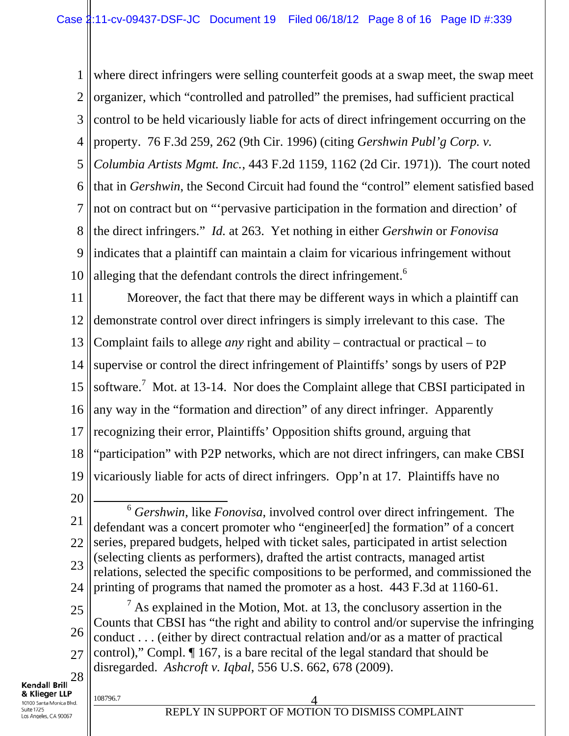where direct infringers were selling counterfeit goods at a swap meet, the swap meet organizer, which "controlled and patrolled" the premises, had sufficient practical control to be held vicariously liable for acts of direct infringement occurring on the property. 76 F.3d 259, 262 (9th Cir. 1996) (citing *Gershwin Publ'g Corp. v. Columbia Artists Mgmt. Inc.*, 443 F.2d 1159, 1162 (2d Cir. 1971)). The court noted that in *Gershwin*, the Second Circuit had found the "control" element satisfied based not on contract but on "'pervasive participation in the formation and direction' of the direct infringers." *Id.* at 263. Yet nothing in either *Gershwin* or *Fonovisa* indicates that a plaintiff can maintain a claim for vicarious infringement without alleging that the defendant controls the direct infringement.[6]

Moreover, the fact that there may be different ways in which a plaintiff can demonstrate control over direct infringers is simply irrelevant to this case. The Complaint fails to allege *any* right and ability – contractual or practical – to supervise or control the direct infringement of Plaintiffs' songs by users of P2P software.[7] Mot. at 13-14. Nor does the Complaint allege that CBSI participated in any way in the "formation and direction" of any direct infringer. Apparently recognizing their error, Plaintiffs' Opposition shifts ground, arguing that "participation" with P2P networks, which are not direct infringers, can make CBSI vicariously liable for acts of direct infringers. Opp'n at 17. Plaintiffs have no

---

[6] *Gershwin*, like *Fonovisa*, involved control over direct infringement. The defendant was a concert promoter who "engineer[ed] the formation" of a concert series, prepared budgets, helped with ticket sales, participated in artist selection (selecting clients as performers), drafted the artist contracts, managed artist relations, selected the specific compositions to be performed, and commissioned the printing of programs that named the promoter as a host. 443 F.3d at 1160-61.

[7] As explained in the Motion, Mot. at 13, the conclusory assertion in the Counts that CBSI has "the right and ability to control and/or supervise the infringing conduct . . . (either by direct contractual relation and/or as a matter of practical control)," Compl. ¶ 167, is a bare recital of the legal standard that should be disregarded. *Ashcroft v. Iqbal*, 556 U.S. 662, 678 (2009).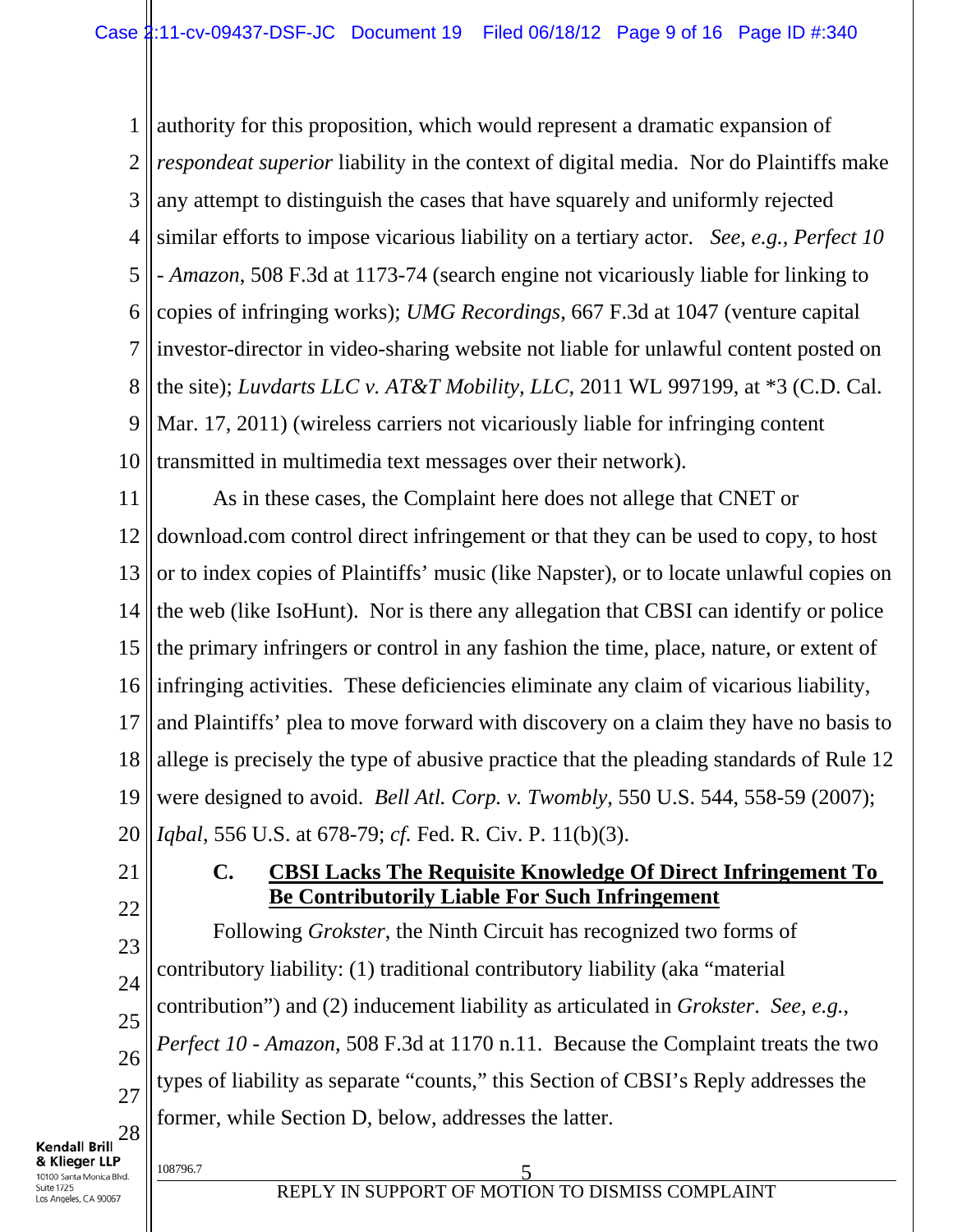authority for this proposition, which would represent a dramatic expansion of *respondeat superior* liability in the context of digital media. Nor do Plaintiffs make any attempt to distinguish the cases that have squarely and uniformly rejected similar efforts to impose vicarious liability on a tertiary actor. *See, e.g., Perfect 10 - Amazon*, 508 F.3d at 1173-74 (search engine not vicariously liable for linking to copies of infringing works); *UMG Recordings*, 667 F.3d at 1047 (venture capital investor-director in video-sharing website not liable for unlawful content posted on the site); *Luvdarts LLC v. AT&T Mobility, LLC*, 2011 WL 997199, at *3 (C.D. Cal. Mar. 17, 2011) (wireless carriers not vicariously liable for infringing content transmitted in multimedia text messages over their network).

As in these cases, the Complaint here does not allege that CNET or download.com control direct infringement or that they can be used to copy, to host or to index copies of Plaintiffs' music (like Napster), or to locate unlawful copies on the web (like IsoHunt). Nor is there any allegation that CBSI can identify or police the primary infringers or control in any fashion the time, place, nature, or extent of infringing activities. These deficiencies eliminate any claim of vicarious liability, and Plaintiffs' plea to move forward with discovery on a claim they have no basis to allege is precisely the type of abusive practice that the pleading standards of Rule 12 were designed to avoid. *Bell Atl. Corp. v. Twombly*, 550 U.S. 544, 558-59 (2007); *Iqbal*, 556 U.S. at 678-79; *cf.* Fed. R. Civ. P. 11(b)(3).

### C. CBSI Lacks The Requisite Knowledge Of Direct Infringement To Be Contributorily Liable For Such Infringement

Following *Grokster*, the Ninth Circuit has recognized two forms of contributory liability: (1) traditional contributory liability (aka "material contribution") and (2) inducement liability as articulated in *Grokster*. *See, e.g., Perfect 10 - Amazon*, 508 F.3d at 1170 n.11. Because the Complaint treats the two types of liability as separate "counts," this Section of CBSI's Reply addresses the former, while Section D, below, addresses the latter.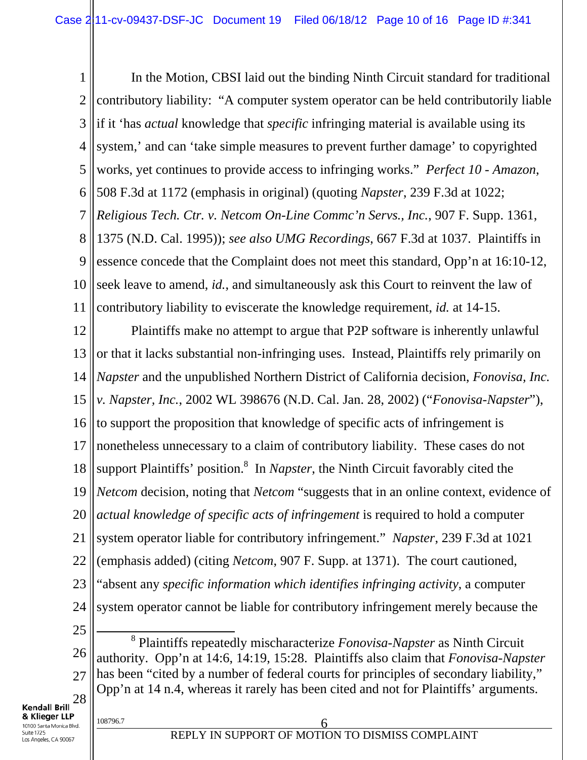In the Motion, CBSI laid out the binding Ninth Circuit standard for traditional contributory liability: "A computer system operator can be held contributorily liable if it 'has *actual* knowledge that *specific* infringing material is available using its system,' and can 'take simple measures to prevent further damage' to copyrighted works, yet continues to provide access to infringing works." *Perfect 10 - Amazon*, 508 F.3d at 1172 (emphasis in original) (quoting *Napster*, 239 F.3d at 1022; *Religious Tech. Ctr. v. Netcom On-Line Commc'n Servs., Inc.*, 907 F. Supp. 1361, 1375 (N.D. Cal. 1995)); *see also UMG Recordings*, 667 F.3d at 1037. Plaintiffs in essence concede that the Complaint does not meet this standard, Opp'n at 16:10-12, seek leave to amend, *id.*, and simultaneously ask this Court to reinvent the law of contributory liability to eviscerate the knowledge requirement, *id.* at 14-15.

Plaintiffs make no attempt to argue that P2P software is inherently unlawful or that it lacks substantial non-infringing uses. Instead, Plaintiffs rely primarily on *Napster* and the unpublished Northern District of California decision, *Fonovisa, Inc. v. Napster, Inc.*, 2002 WL 398676 (N.D. Cal. Jan. 28, 2002) ("*Fonovisa-Napster*"), to support the proposition that knowledge of specific acts of infringement is nonetheless unnecessary to a claim of contributory liability. These cases do not support Plaintiffs' position.[8] In *Napster*, the Ninth Circuit favorably cited the *Netcom* decision, noting that *Netcom* "suggests that in an online context, evidence of *actual knowledge of specific acts of infringement* is required to hold a computer system operator liable for contributory infringement." *Napster*, 239 F.3d at 1021 (emphasis added) (citing *Netcom*, 907 F. Supp. at 1371). The court cautioned, "absent any *specific information which identifies infringing activity*, a computer system operator cannot be liable for contributory infringement merely because the

[8] Plaintiffs repeatedly mischaracterize *Fonovisa-Napster* as Ninth Circuit authority. Opp'n at 14:6, 14:19, 15:28. Plaintiffs also claim that *Fonovisa-Napster* has been "cited by a number of federal courts for principles of secondary liability," Opp'n at 14 n.4, whereas it rarely has been cited and not for Plaintiffs' arguments.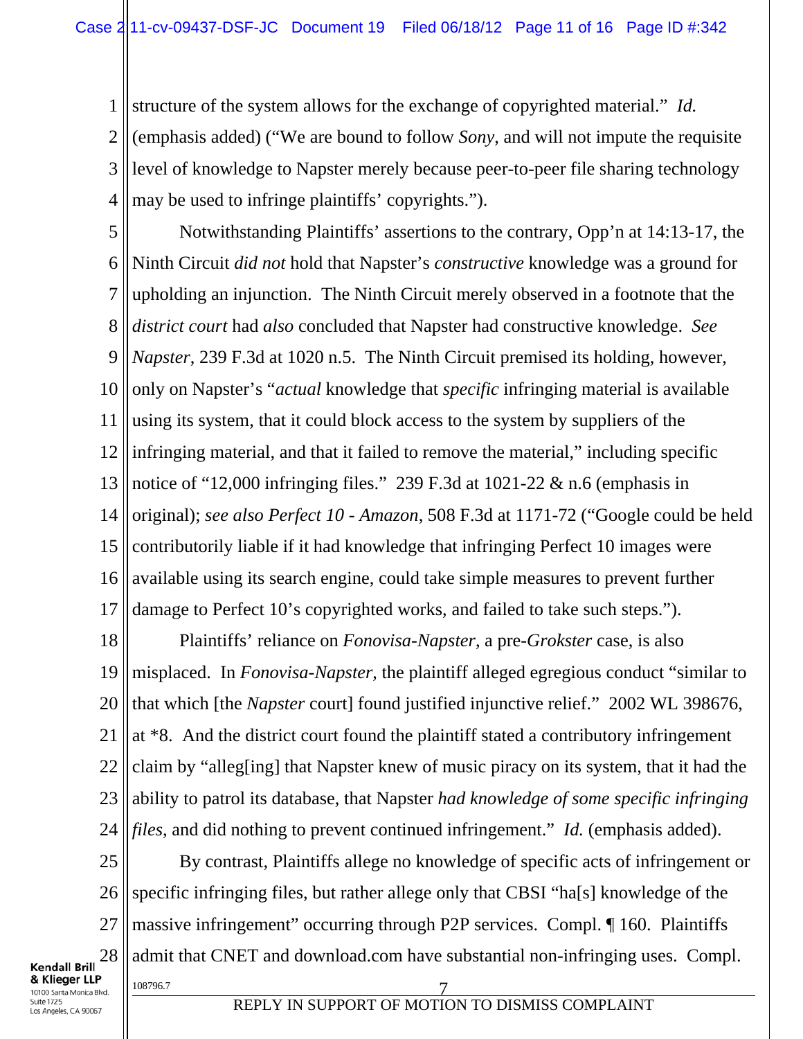structure of the system allows for the exchange of copyrighted material." *Id.* (emphasis added) ("We are bound to follow *Sony*, and will not impute the requisite level of knowledge to Napster merely because peer-to-peer file sharing technology may be used to infringe plaintiffs' copyrights.").

Notwithstanding Plaintiffs' assertions to the contrary, Opp'n at 14:13-17, the Ninth Circuit *did not* hold that Napster's *constructive* knowledge was a ground for upholding an injunction. The Ninth Circuit merely observed in a footnote that the *district court* had *also* concluded that Napster had constructive knowledge. *See Napster*, 239 F.3d at 1020 n.5. The Ninth Circuit premised its holding, however, only on Napster's "*actual* knowledge that *specific* infringing material is available using its system, that it could block access to the system by suppliers of the infringing material, and that it failed to remove the material," including specific notice of "12,000 infringing files." 239 F.3d at 1021-22 & n.6 (emphasis in original); *see also Perfect 10 - Amazon*, 508 F.3d at 1171-72 ("Google could be held contributorily liable if it had knowledge that infringing Perfect 10 images were available using its search engine, could take simple measures to prevent further damage to Perfect 10's copyrighted works, and failed to take such steps.").

Plaintiffs' reliance on *Fonovisa-Napster*, a pre-*Grokster* case, is also misplaced. In *Fonovisa-Napster*, the plaintiff alleged egregious conduct "similar to that which [the *Napster* court] found justified injunctive relief." 2002 WL 398676, at *8. And the district court found the plaintiff stated a contributory infringement claim by "alleg[ing] that Napster knew of music piracy on its system, that it had the ability to patrol its database, that Napster *had knowledge of some specific infringing files*, and did nothing to prevent continued infringement." *Id.* (emphasis added).

By contrast, Plaintiffs allege no knowledge of specific acts of infringement or specific infringing files, but rather allege only that CBSI "ha[s] knowledge of the massive infringement" occurring through P2P services. Compl. ¶ 160. Plaintiffs admit that CNET and download.com have substantial non-infringing uses. Compl.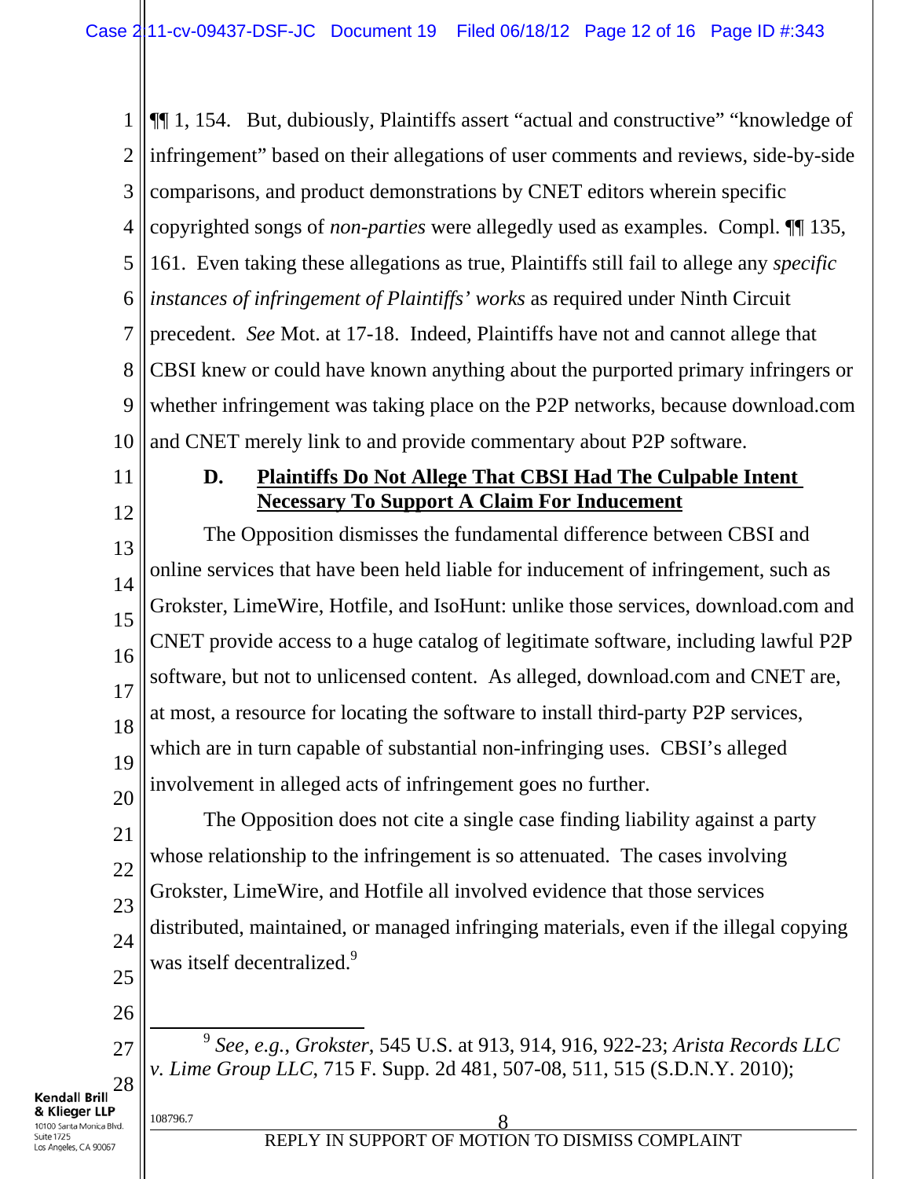¶¶ 1, 154. But, dubiously, Plaintiffs assert "actual and constructive" "knowledge of infringement" based on their allegations of user comments and reviews, side-by-side comparisons, and product demonstrations by CNET editors wherein specific copyrighted songs of *non-parties* were allegedly used as examples. Compl. ¶¶ 135, 161. Even taking these allegations as true, Plaintiffs still fail to allege any *specific instances of infringement of Plaintiffs' works* as required under Ninth Circuit precedent. *See* Mot. at 17-18. Indeed, Plaintiffs have not and cannot allege that CBSI knew or could have known anything about the purported primary infringers or whether infringement was taking place on the P2P networks, because download.com and CNET merely link to and provide commentary about P2P software.

### D. Plaintiffs Do Not Allege That CBSI Had The Culpable Intent Necessary To Support A Claim For Inducement

The Opposition dismisses the fundamental difference between CBSI and online services that have been held liable for inducement of infringement, such as Grokster, LimeWire, Hotfile, and IsoHunt: unlike those services, download.com and CNET provide access to a huge catalog of legitimate software, including lawful P2P software, but not to unlicensed content. As alleged, download.com and CNET are, at most, a resource for locating the software to install third-party P2P services, which are in turn capable of substantial non-infringing uses. CBSI's alleged involvement in alleged acts of infringement goes no further.

The Opposition does not cite a single case finding liability against a party whose relationship to the infringement is so attenuated. The cases involving Grokster, LimeWire, and Hotfile all involved evidence that those services distributed, maintained, or managed infringing materials, even if the illegal copying was itself decentralized.[9]

---

[9] *See, e.g.*, *Grokster*, 545 U.S. at 913, 914, 916, 922-23; *Arista Records LLC v. Lime Group LLC*, 715 F. Supp. 2d 481, 507-08, 511, 515 (S.D.N.Y. 2010);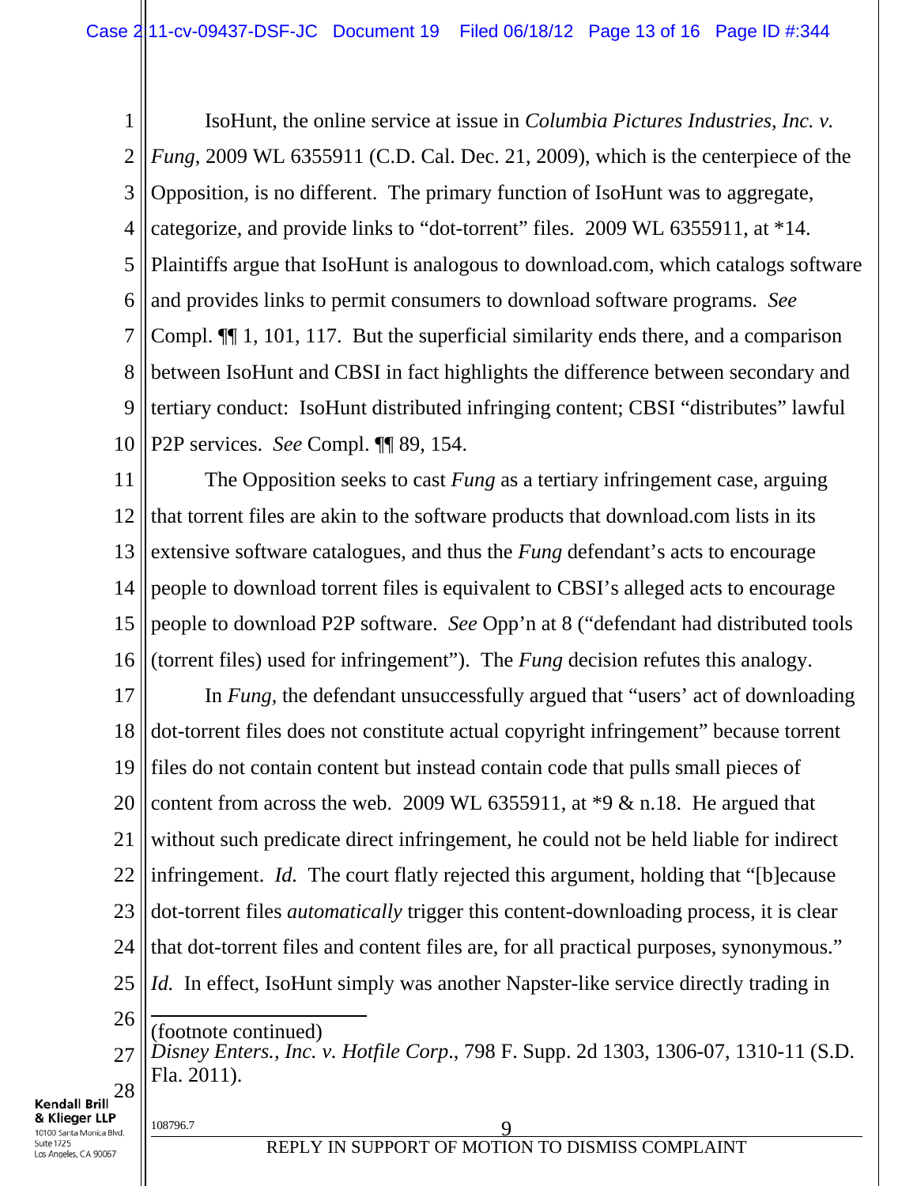IsoHunt, the online service at issue in *Columbia Pictures Industries, Inc. v. Fung*, 2009 WL 6355911 (C.D. Cal. Dec. 21, 2009), which is the centerpiece of the Opposition, is no different. The primary function of IsoHunt was to aggregate, categorize, and provide links to "dot-torrent" files. 2009 WL 6355911, at *14. Plaintiffs argue that IsoHunt is analogous to download.com, which catalogs software and provides links to permit consumers to download software programs. *See* Compl. ¶¶ 1, 101, 117. But the superficial similarity ends there, and a comparison between IsoHunt and CBSI in fact highlights the difference between secondary and tertiary conduct: IsoHunt distributed infringing content; CBSI "distributes" lawful P2P services. *See* Compl. ¶¶ 89, 154.

The Opposition seeks to cast *Fung* as a tertiary infringement case, arguing that torrent files are akin to the software products that download.com lists in its extensive software catalogues, and thus the *Fung* defendant's acts to encourage people to download torrent files is equivalent to CBSI's alleged acts to encourage people to download P2P software. *See* Opp'n at 8 ("defendant had distributed tools (torrent files) used for infringement"). The *Fung* decision refutes this analogy.

In *Fung*, the defendant unsuccessfully argued that "users' act of downloading dot-torrent files does not constitute actual copyright infringement" because torrent files do not contain content but instead contain code that pulls small pieces of content from across the web. 2009 WL 6355911, at *9 & n.18. He argued that without such predicate direct infringement, he could not be held liable for indirect infringement. *Id.* The court flatly rejected this argument, holding that "[b]ecause dot-torrent files *automatically* trigger this content-downloading process, it is clear that dot-torrent files and content files are, for all practical purposes, synonymous." *Id.* In effect, IsoHunt simply was another Napster-like service directly trading in

---

(footnote continued)
*Disney Enters., Inc. v. Hotfile Corp.*, 798 F. Supp. 2d 1303, 1306-07, 1310-11 (S.D. Fla. 2011).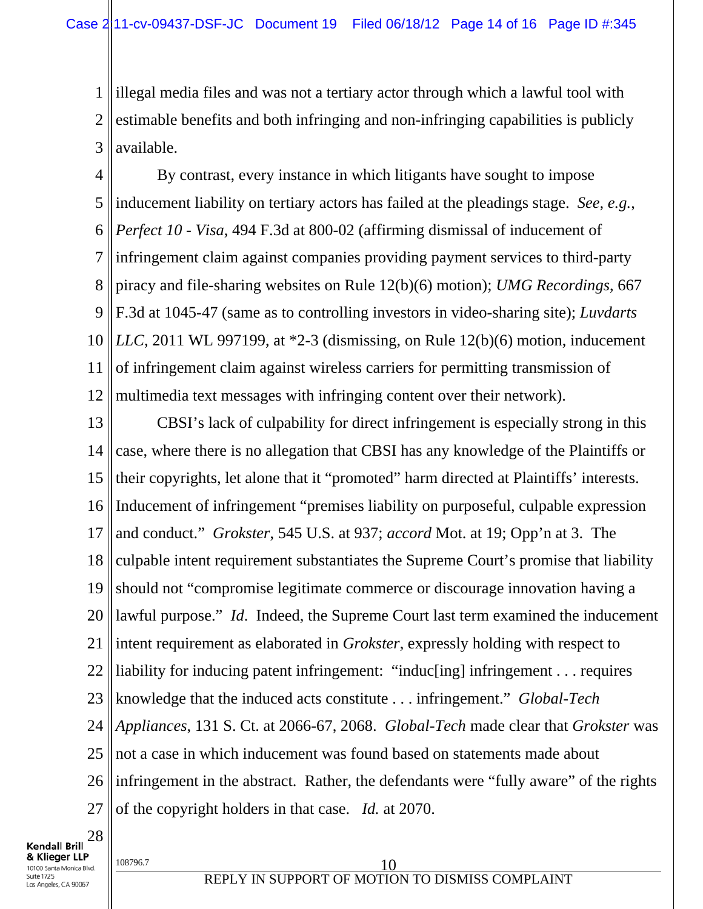illegal media files and was not a tertiary actor through which a lawful tool with estimable benefits and both infringing and non-infringing capabilities is publicly available.

By contrast, every instance in which litigants have sought to impose inducement liability on tertiary actors has failed at the pleadings stage. *See, e.g.*, *Perfect 10 - Visa*, 494 F.3d at 800-02 (affirming dismissal of inducement of infringement claim against companies providing payment services to third-party piracy and file-sharing websites on Rule 12(b)(6) motion); *UMG Recordings*, 667 F.3d at 1045-47 (same as to controlling investors in video-sharing site); *Luvdarts LLC*, 2011 WL 997199, at *2-3 (dismissing, on Rule 12(b)(6) motion, inducement of infringement claim against wireless carriers for permitting transmission of multimedia text messages with infringing content over their network).

CBSI's lack of culpability for direct infringement is especially strong in this case, where there is no allegation that CBSI has any knowledge of the Plaintiffs or their copyrights, let alone that it "promoted" harm directed at Plaintiffs' interests. Inducement of infringement "premises liability on purposeful, culpable expression and conduct." *Grokster*, 545 U.S. at 937; *accord* Mot. at 19; Opp'n at 3. The culpable intent requirement substantiates the Supreme Court's promise that liability should not "compromise legitimate commerce or discourage innovation having a lawful purpose." *Id*. Indeed, the Supreme Court last term examined the inducement intent requirement as elaborated in *Grokster*, expressly holding with respect to liability for inducing patent infringement: "induc[ing] infringement . . . requires knowledge that the induced acts constitute . . . infringement." *Global-Tech Appliances*, 131 S. Ct. at 2066-67, 2068. *Global-Tech* made clear that *Grokster* was not a case in which inducement was found based on statements made about infringement in the abstract. Rather, the defendants were "fully aware" of the rights of the copyright holders in that case. *Id.* at 2070.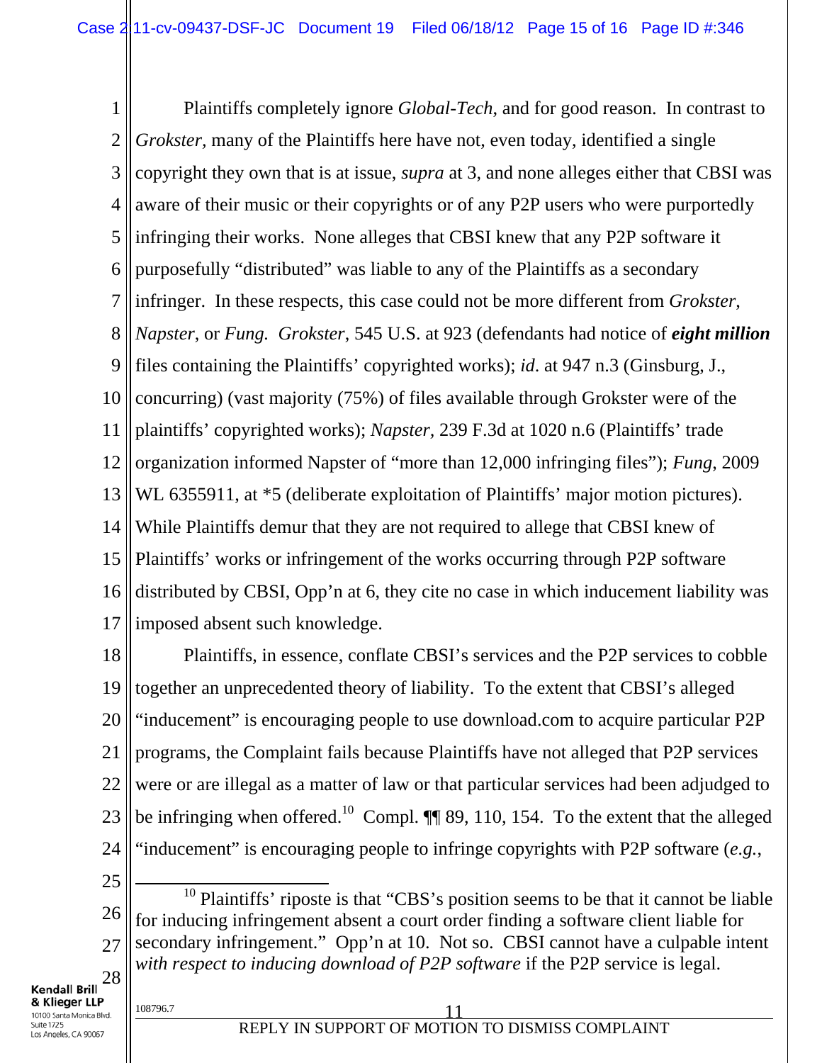Plaintiffs completely ignore *Global-Tech*, and for good reason. In contrast to *Grokster*, many of the Plaintiffs here have not, even today, identified a single copyright they own that is at issue, *supra* at 3, and none alleges either that CBSI was aware of their music or their copyrights or of any P2P users who were purportedly infringing their works. None alleges that CBSI knew that any P2P software it purposefully "distributed" was liable to any of the Plaintiffs as a secondary infringer. In these respects, this case could not be more different from *Grokster, Napster,* or *Fung. Grokster*, 545 U.S. at 923 (defendants had notice of ***eight million*** files containing the Plaintiffs' copyrighted works); *id*. at 947 n.3 (Ginsburg, J., concurring) (vast majority (75%) of files available through Grokster were of the plaintiffs' copyrighted works); *Napster*, 239 F.3d at 1020 n.6 (Plaintiffs' trade organization informed Napster of "more than 12,000 infringing files"); *Fung*, 2009 WL 6355911, at *5 (deliberate exploitation of Plaintiffs' major motion pictures). While Plaintiffs demur that they are not required to allege that CBSI knew of Plaintiffs' works or infringement of the works occurring through P2P software distributed by CBSI, Opp'n at 6, they cite no case in which inducement liability was imposed absent such knowledge.

Plaintiffs, in essence, conflate CBSI's services and the P2P services to cobble together an unprecedented theory of liability. To the extent that CBSI's alleged "inducement" is encouraging people to use download.com to acquire particular P2P programs, the Complaint fails because Plaintiffs have not alleged that P2P services were or are illegal as a matter of law or that particular services had been adjudged to be infringing when offered.[10] Compl. ¶¶ 89, 110, 154. To the extent that the alleged "inducement" is encouraging people to infringe copyrights with P2P software (*e.g.*,

---

[10] Plaintiffs' riposte is that "CBS's position seems to be that it cannot be liable for inducing infringement absent a court order finding a software client liable for secondary infringement." Opp'n at 10. Not so. CBSI cannot have a culpable intent *with respect to inducing download of P2P software* if the P2P service is legal.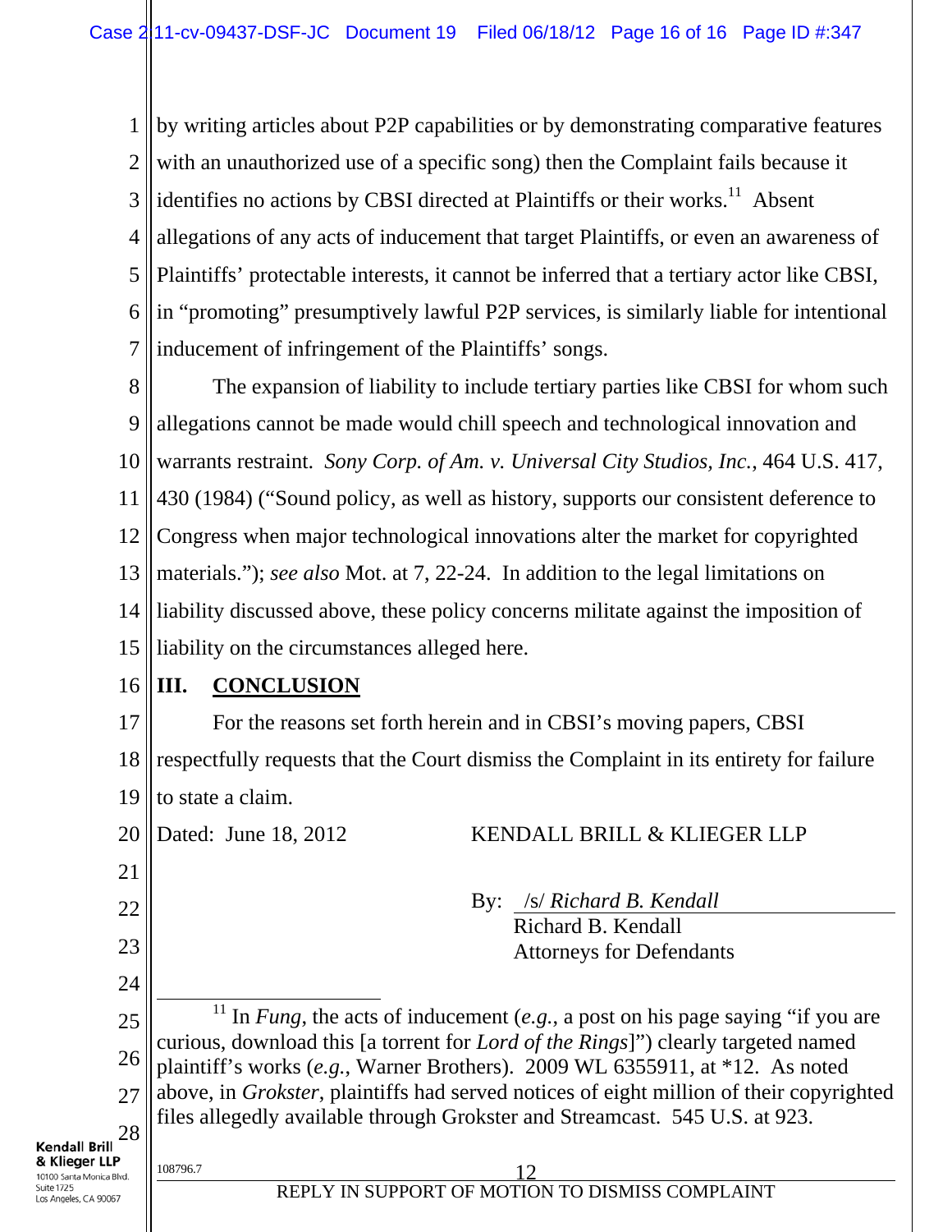by writing articles about P2P capabilities or by demonstrating comparative features with an unauthorized use of a specific song) then the Complaint fails because it identifies no actions by CBSI directed at Plaintiffs or their works.[11] Absent allegations of any acts of inducement that target Plaintiffs, or even an awareness of Plaintiffs' protectable interests, it cannot be inferred that a tertiary actor like CBSI, in "promoting" presumptively lawful P2P services, is similarly liable for intentional inducement of infringement of the Plaintiffs' songs.

The expansion of liability to include tertiary parties like CBSI for whom such allegations cannot be made would chill speech and technological innovation and warrants restraint. *Sony Corp. of Am. v. Universal City Studios, Inc.*, 464 U.S. 417, 430 (1984) ("Sound policy, as well as history, supports our consistent deference to Congress when major technological innovations alter the market for copyrighted materials."); *see also* Mot. at 7, 22-24. In addition to the legal limitations on liability discussed above, these policy concerns militate against the imposition of liability on the circumstances alleged here.

## III. CONCLUSION

For the reasons set forth herein and in CBSI's moving papers, CBSI respectfully requests that the Court dismiss the Complaint in its entirety for failure to state a claim.

Dated: June 18, 2012

KENDALL BRILL & KLIEGER LLP

By: /s/ *Richard B. Kendall*
Richard B. Kendall
Attorneys for Defendants

[11] In *Fung*, the acts of inducement (*e.g.*, a post on his page saying "if you are curious, download this [a torrent for *Lord of the Rings*]") clearly targeted named plaintiff's works (*e.g.*, Warner Brothers). 2009 WL 6355911, at *12. As noted above, in *Grokster*, plaintiffs had served notices of eight million of their copyrighted files allegedly available through Grokster and Streamcast. 545 U.S. at 923.